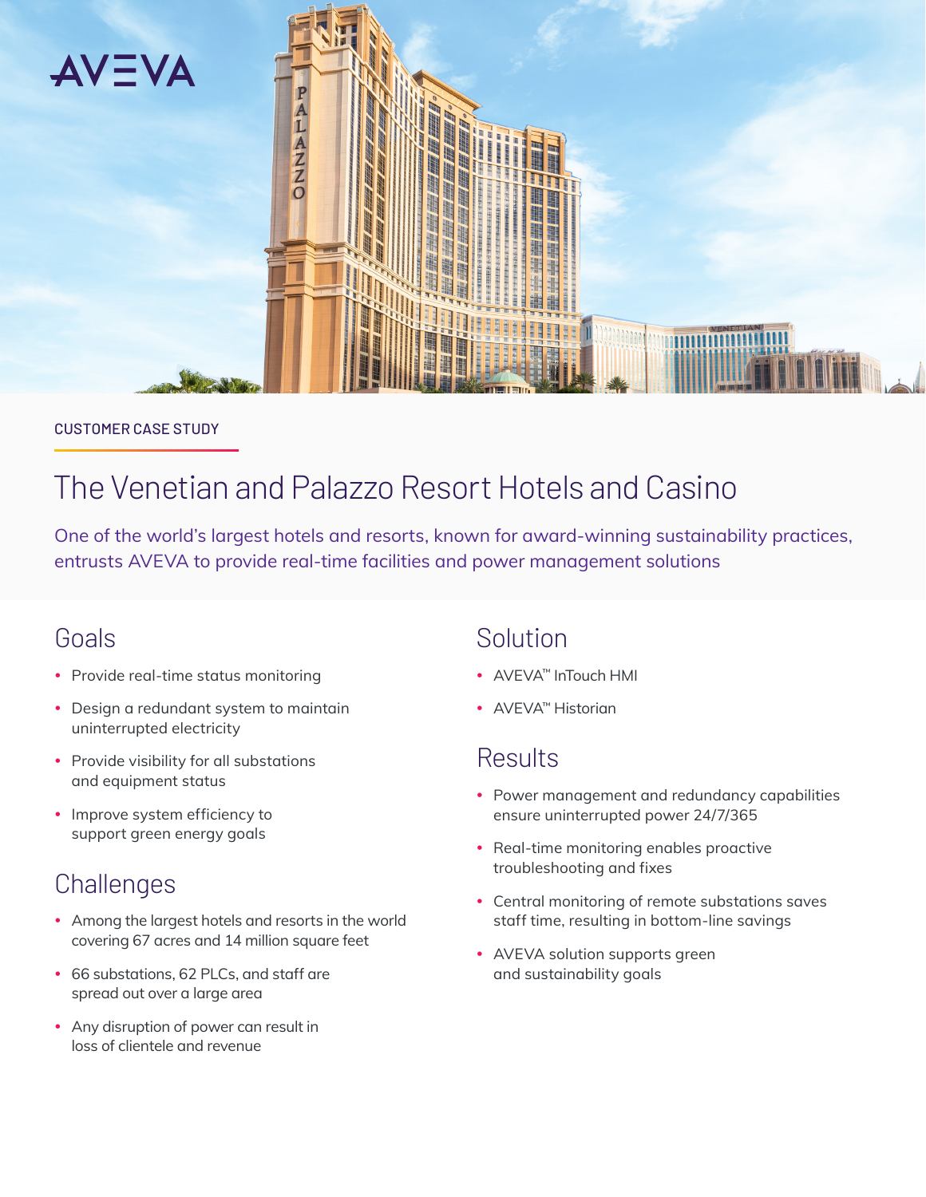CUSTOMER CASE STUDY

# The Venetian and Palazzo Resort Hotels and Casino

One of the world's largest hotels and resorts, known for award-winning sustainability practices, entrusts AVEVA to provide real-time facilities and power management solutions

## Goals

- Provide real-time status monitoring
- Design a redundant system to maintain uninterrupted electricity
- Provide visibility for all substations and equipment status
- Improve system efficiency to support green energy goals

## Challenges

- Among the largest hotels and resorts in the world covering 67 acres and 14 million square feet
- 66 substations, 62 PLCs, and staff are spread out over a large area
- Any disruption of power can result in loss of clientele and revenue

## Solution

- AVEVA™ InTouch HMI
- AVEVA™ Historian

## Results

- Power management and redundancy capabilities ensure uninterrupted power 24/7/365
- Real-time monitoring enables proactive troubleshooting and fixes
- Central monitoring of remote substations saves staff time, resulting in bottom-line savings
- AVEVA solution supports green and sustainability goals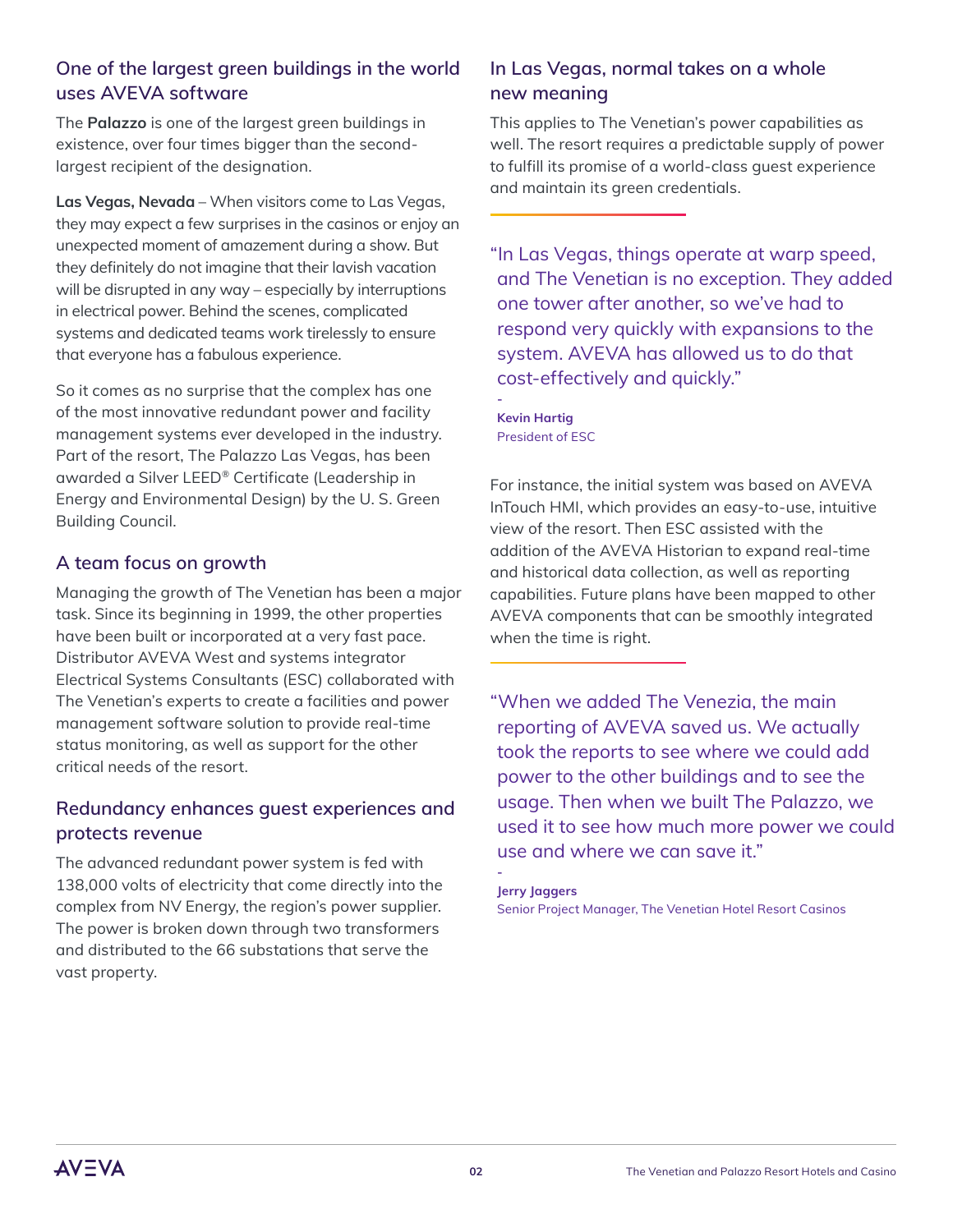## One of the largest green buildings in the world uses AVEVA software

The **Palazzo** is one of the largest green buildings in existence, over four times bigger than the second-largest recipient of the designation.

**Las Vegas, Nevada** – When visitors come to Las Vegas, they may expect a few surprises in the casinos or enjoy an unexpected moment of amazement during a show. But they definitely do not imagine that their lavish vacation will be disrupted in any way – especially by interruptions in electrical power. Behind the scenes, complicated systems and dedicated teams work tirelessly to ensure that everyone has a fabulous experience.

So it comes as no surprise that the complex has one of the most innovative redundant power and facility management systems ever developed in the industry. Part of the resort, The Palazzo Las Vegas, has been awarded a Silver LEED® Certificate (Leadership in Energy and Environmental Design) by the U. S. Green Building Council.

## A team focus on growth

Managing the growth of The Venetian has been a major task. Since its beginning in 1999, the other properties have been built or incorporated at a very fast pace. Distributor AVEVA West and systems integrator Electrical Systems Consultants (ESC) collaborated with The Venetian's experts to create a facilities and power management software solution to provide real-time status monitoring, as well as support for the other critical needs of the resort.

## Redundancy enhances guest experiences and protects revenue

The advanced redundant power system is fed with 138,000 volts of electricity that come directly into the complex from NV Energy, the region's power supplier. The power is broken down through two transformers and distributed to the 66 substations that serve the vast property.

## In Las Vegas, normal takes on a whole new meaning

This applies to The Venetian's power capabilities as well. The resort requires a predictable supply of power to fulfill its promise of a world-class guest experience and maintain its green credentials.

> "In Las Vegas, things operate at warp speed, and The Venetian is no exception. They added one tower after another, so we've had to respond very quickly with expansions to the system. AVEVA has allowed us to do that cost-effectively and quickly."
>
> \-
> **Kevin Hartig**
> President of ESC

For instance, the initial system was based on AVEVA InTouch HMI, which provides an easy-to-use, intuitive view of the resort. Then ESC assisted with the addition of the AVEVA Historian to expand real-time and historical data collection, as well as reporting capabilities. Future plans have been mapped to other AVEVA components that can be smoothly integrated when the time is right.

> "When we added The Venezia, the main reporting of AVEVA saved us. We actually took the reports to see where we could add power to the other buildings and to see the usage. Then when we built The Palazzo, we used it to see how much more power we could use and where we can save it."
>
> \-
> **Jerry Jaggers**
> Senior Project Manager, The Venetian Hotel Resort Casinos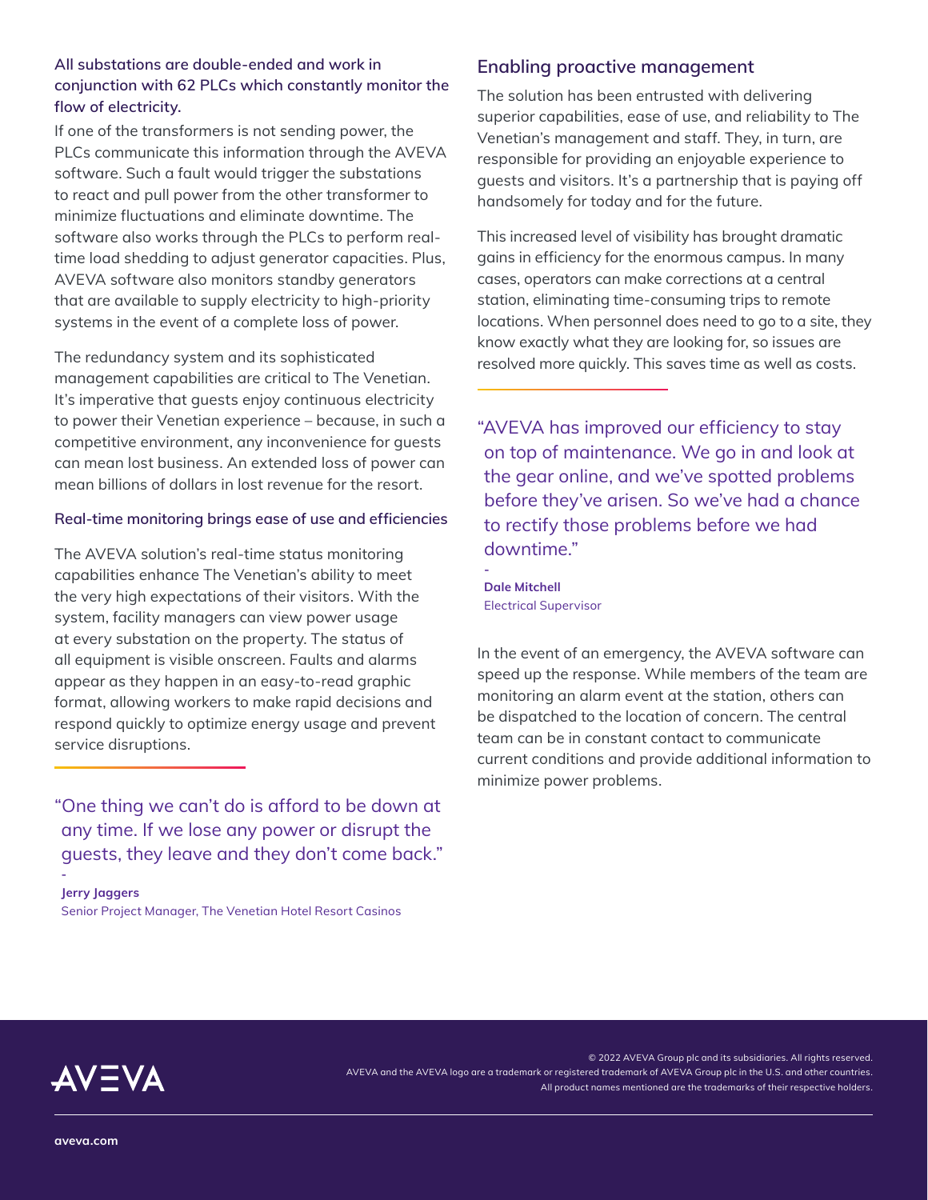**All substations are double-ended and work in conjunction with 62 PLCs which constantly monitor the flow of electricity.**

If one of the transformers is not sending power, the PLCs communicate this information through the AVEVA software. Such a fault would trigger the substations to react and pull power from the other transformer to minimize fluctuations and eliminate downtime. The software also works through the PLCs to perform real-time load shedding to adjust generator capacities. Plus, AVEVA software also monitors standby generators that are available to supply electricity to high-priority systems in the event of a complete loss of power.

The redundancy system and its sophisticated management capabilities are critical to The Venetian. It's imperative that guests enjoy continuous electricity to power their Venetian experience – because, in such a competitive environment, any inconvenience for guests can mean lost business. An extended loss of power can mean billions of dollars in lost revenue for the resort.

### Real-time monitoring brings ease of use and efficiencies

The AVEVA solution's real-time status monitoring capabilities enhance The Venetian's ability to meet the very high expectations of their visitors. With the system, facility managers can view power usage at every substation on the property. The status of all equipment is visible onscreen. Faults and alarms appear as they happen in an easy-to-read graphic format, allowing workers to make rapid decisions and respond quickly to optimize energy usage and prevent service disruptions.

> "One thing we can't do is afford to be down at any time. If we lose any power or disrupt the guests, they leave and they don't come back."
>
> \-
> **Jerry Jaggers**
> Senior Project Manager, The Venetian Hotel Resort Casinos

## Enabling proactive management

The solution has been entrusted with delivering superior capabilities, ease of use, and reliability to The Venetian's management and staff. They, in turn, are responsible for providing an enjoyable experience to guests and visitors. It's a partnership that is paying off handsomely for today and for the future.

This increased level of visibility has brought dramatic gains in efficiency for the enormous campus. In many cases, operators can make corrections at a central station, eliminating time-consuming trips to remote locations. When personnel does need to go to a site, they know exactly what they are looking for, so issues are resolved more quickly. This saves time as well as costs.

> "AVEVA has improved our efficiency to stay on top of maintenance. We go in and look at the gear online, and we've spotted problems before they've arisen. So we've had a chance to rectify those problems before we had downtime."
>
> \-
> **Dale Mitchell**
> Electrical Supervisor

In the event of an emergency, the AVEVA software can speed up the response. While members of the team are monitoring an alarm event at the station, others can be dispatched to the location of concern. The central team can be in constant contact to communicate current conditions and provide additional information to minimize power problems.

AVEVA

© 2022 AVEVA Group plc and its subsidiaries. All rights reserved.
AVEVA and the AVEVA logo are a trademark or registered trademark of AVEVA Group plc in the U.S. and other countries.
All product names mentioned are the trademarks of their respective holders.

aveva.com